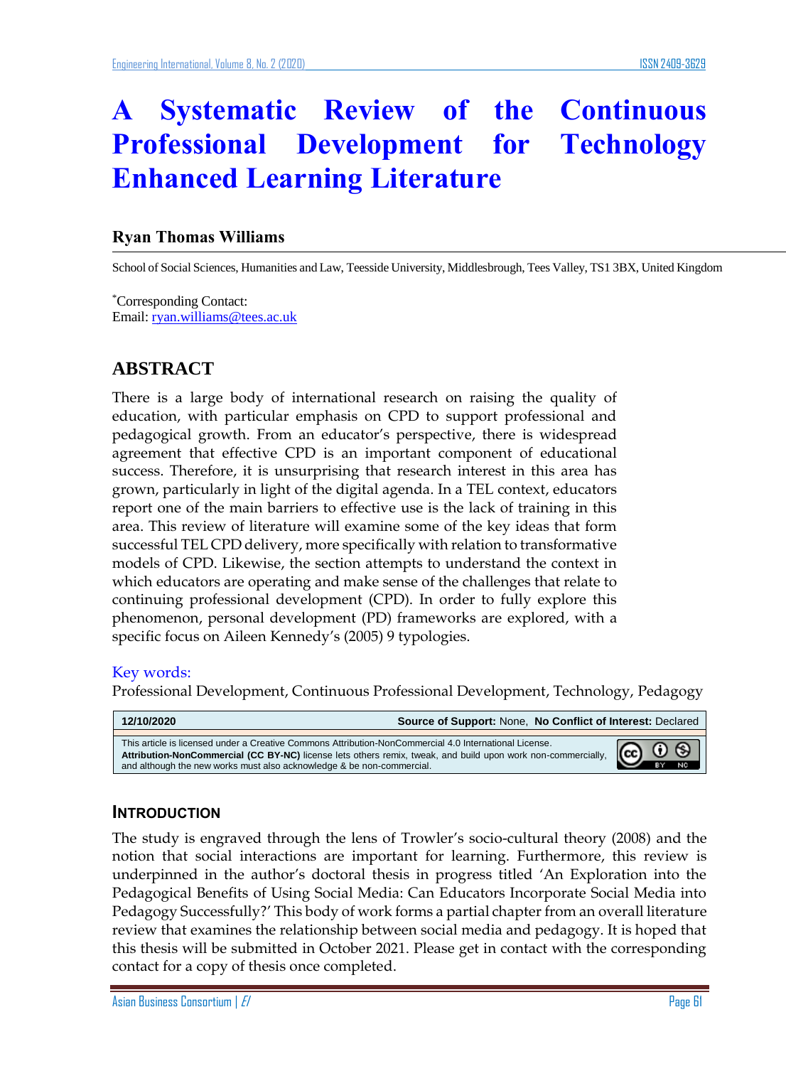# A Systematic Review of the Continuous Professional Development for Technology Enhanced Learning Literature

**Ryan Thomas Williams**

School of Social Sciences, Humanities and Law, Teesside University, Middlesbrough, Tees Valley, TS1 3BX, United Kingdom

*Corresponding Contact:
Email: ryan.williams@tees.ac.uk

## ABSTRACT

There is a large body of international research on raising the quality of education, with particular emphasis on CPD to support professional and pedagogical growth. From an educator's perspective, there is widespread agreement that effective CPD is an important component of educational success. Therefore, it is unsurprising that research interest in this area has grown, particularly in light of the digital agenda. In a TEL context, educators report one of the main barriers to effective use is the lack of training in this area. This review of literature will examine some of the key ideas that form successful TEL CPD delivery, more specifically with relation to transformative models of CPD. Likewise, the section attempts to understand the context in which educators are operating and make sense of the challenges that relate to continuing professional development (CPD). In order to fully explore this phenomenon, personal development (PD) frameworks are explored, with a specific focus on Aileen Kennedy's (2005) 9 typologies.

Key words:
Professional Development, Continuous Professional Development, Technology, Pedagogy

| 12/10/2020 | Source of Support: None, No Conflict of Interest: Declared |
|---|---|

This article is licensed under a Creative Commons Attribution-NonCommercial 4.0 International License. **Attribution-NonCommercial (CC BY-NC)** license lets others remix, tweak, and build upon work non-commercially, and although the new works must also acknowledge & be non-commercial.

## INTRODUCTION

The study is engraved through the lens of Trowler's socio-cultural theory (2008) and the notion that social interactions are important for learning. Furthermore, this review is underpinned in the author's doctoral thesis in progress titled 'An Exploration into the Pedagogical Benefits of Using Social Media: Can Educators Incorporate Social Media into Pedagogy Successfully?' This body of work forms a partial chapter from an overall literature review that examines the relationship between social media and pedagogy. It is hoped that this thesis will be submitted in October 2021. Please get in contact with the corresponding contact for a copy of thesis once completed.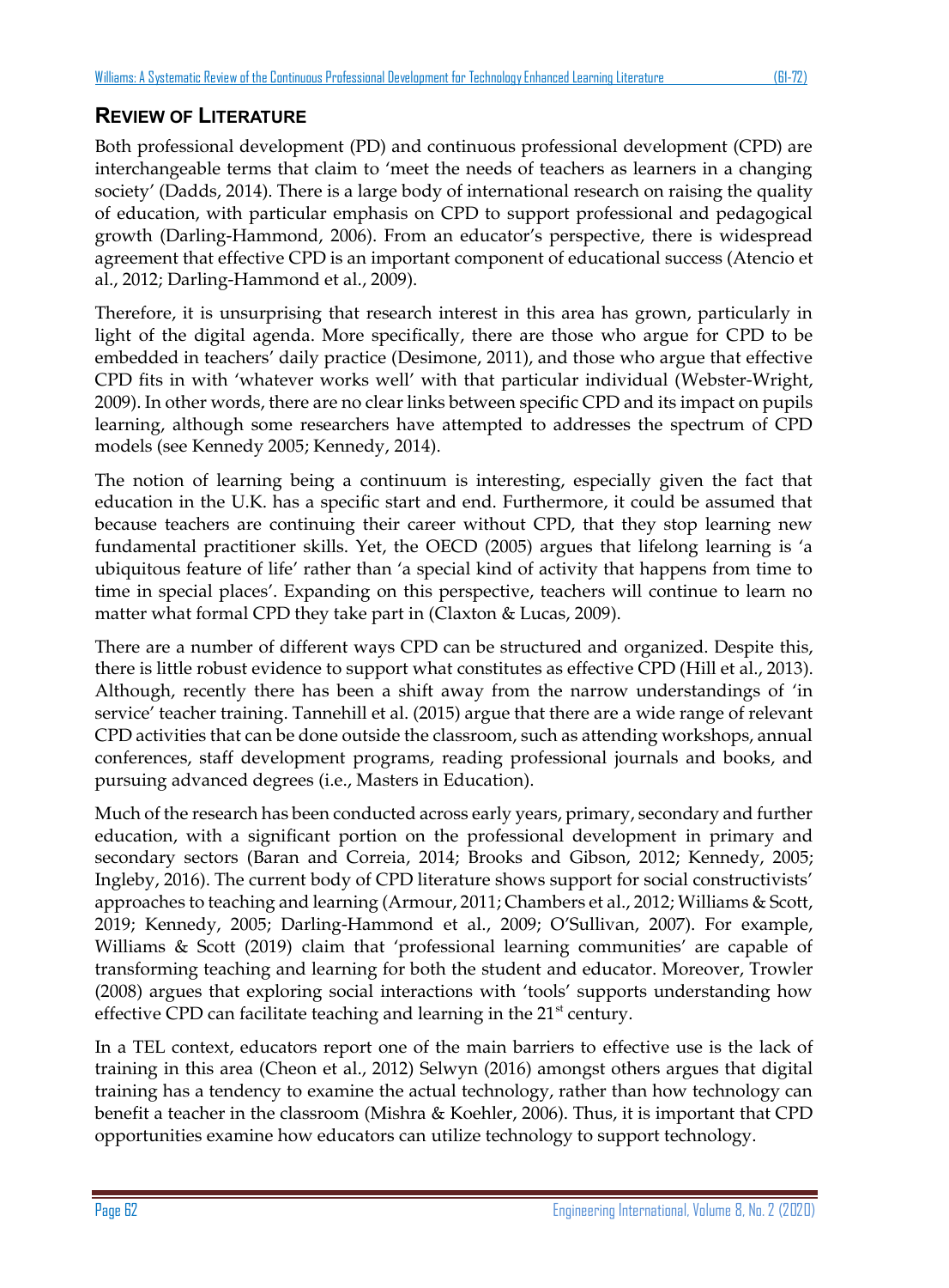## REVIEW OF LITERATURE

Both professional development (PD) and continuous professional development (CPD) are interchangeable terms that claim to 'meet the needs of teachers as learners in a changing society' (Dadds, 2014). There is a large body of international research on raising the quality of education, with particular emphasis on CPD to support professional and pedagogical growth (Darling-Hammond, 2006). From an educator's perspective, there is widespread agreement that effective CPD is an important component of educational success (Atencio et al., 2012; Darling-Hammond et al., 2009).

Therefore, it is unsurprising that research interest in this area has grown, particularly in light of the digital agenda. More specifically, there are those who argue for CPD to be embedded in teachers' daily practice (Desimone, 2011), and those who argue that effective CPD fits in with 'whatever works well' with that particular individual (Webster-Wright, 2009). In other words, there are no clear links between specific CPD and its impact on pupils learning, although some researchers have attempted to addresses the spectrum of CPD models (see Kennedy 2005; Kennedy, 2014).

The notion of learning being a continuum is interesting, especially given the fact that education in the U.K. has a specific start and end. Furthermore, it could be assumed that because teachers are continuing their career without CPD, that they stop learning new fundamental practitioner skills. Yet, the OECD (2005) argues that lifelong learning is 'a ubiquitous feature of life' rather than 'a special kind of activity that happens from time to time in special places'. Expanding on this perspective, teachers will continue to learn no matter what formal CPD they take part in (Claxton & Lucas, 2009).

There are a number of different ways CPD can be structured and organized. Despite this, there is little robust evidence to support what constitutes as effective CPD (Hill et al., 2013). Although, recently there has been a shift away from the narrow understandings of 'in service' teacher training. Tannehill et al. (2015) argue that there are a wide range of relevant CPD activities that can be done outside the classroom, such as attending workshops, annual conferences, staff development programs, reading professional journals and books, and pursuing advanced degrees (i.e., Masters in Education).

Much of the research has been conducted across early years, primary, secondary and further education, with a significant portion on the professional development in primary and secondary sectors (Baran and Correia, 2014; Brooks and Gibson, 2012; Kennedy, 2005; Ingleby, 2016). The current body of CPD literature shows support for social constructivists' approaches to teaching and learning (Armour, 2011; Chambers et al., 2012; Williams & Scott, 2019; Kennedy, 2005; Darling-Hammond et al., 2009; O'Sullivan, 2007). For example, Williams & Scott (2019) claim that 'professional learning communities' are capable of transforming teaching and learning for both the student and educator. Moreover, Trowler (2008) argues that exploring social interactions with 'tools' supports understanding how effective CPD can facilitate teaching and learning in the 21st century.

In a TEL context, educators report one of the main barriers to effective use is the lack of training in this area (Cheon et al., 2012) Selwyn (2016) amongst others argues that digital training has a tendency to examine the actual technology, rather than how technology can benefit a teacher in the classroom (Mishra & Koehler, 2006). Thus, it is important that CPD opportunities examine how educators can utilize technology to support technology.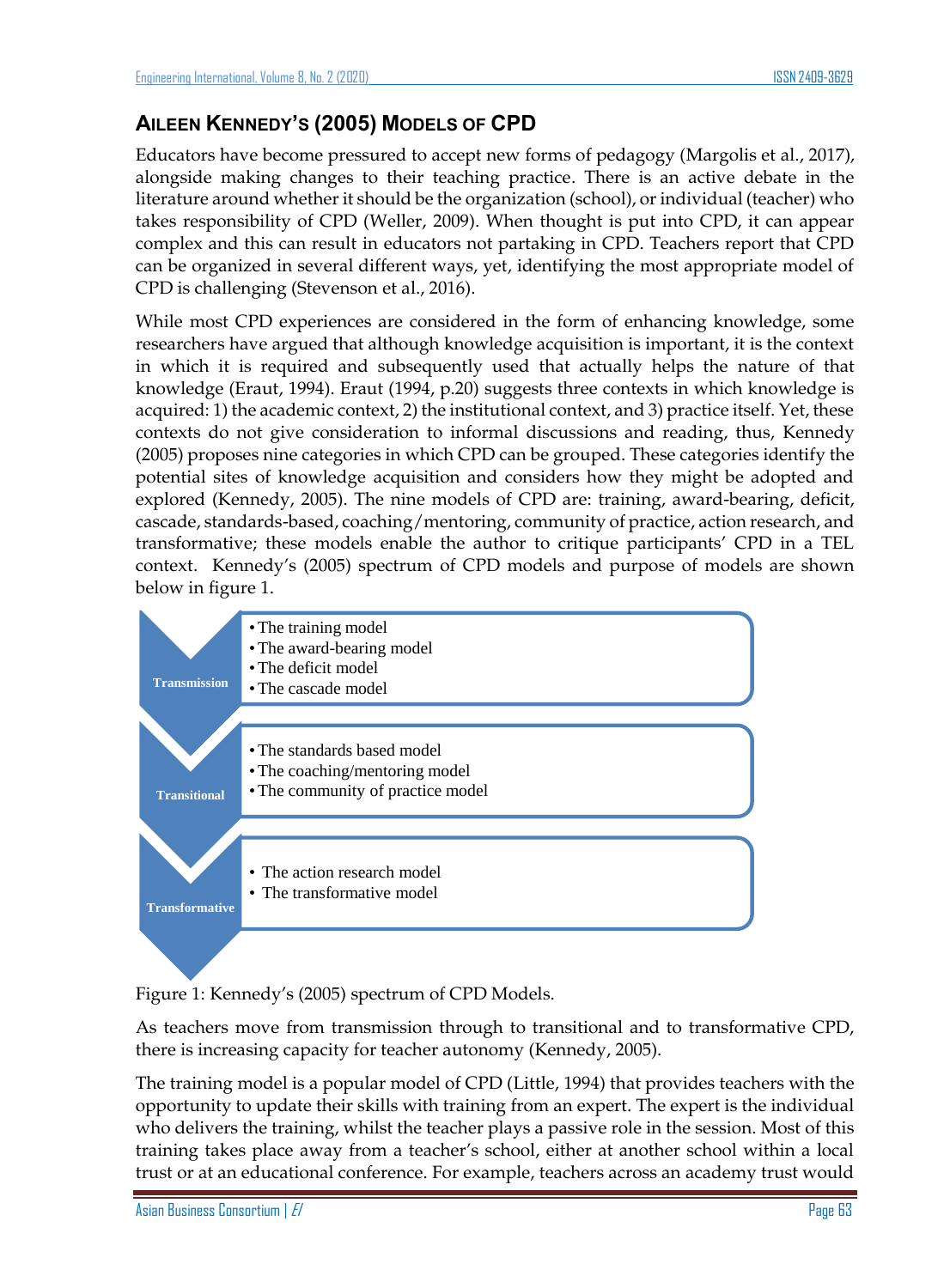## AILEEN KENNEDY'S (2005) MODELS OF CPD

Educators have become pressured to accept new forms of pedagogy (Margolis et al., 2017), alongside making changes to their teaching practice. There is an active debate in the literature around whether it should be the organization (school), or individual (teacher) who takes responsibility of CPD (Weller, 2009). When thought is put into CPD, it can appear complex and this can result in educators not partaking in CPD. Teachers report that CPD can be organized in several different ways, yet, identifying the most appropriate model of CPD is challenging (Stevenson et al., 2016).

While most CPD experiences are considered in the form of enhancing knowledge, some researchers have argued that although knowledge acquisition is important, it is the context in which it is required and subsequently used that actually helps the nature of that knowledge (Eraut, 1994). Eraut (1994, p.20) suggests three contexts in which knowledge is acquired: 1) the academic context, 2) the institutional context, and 3) practice itself. Yet, these contexts do not give consideration to informal discussions and reading, thus, Kennedy (2005) proposes nine categories in which CPD can be grouped. These categories identify the potential sites of knowledge acquisition and considers how they might be adopted and explored (Kennedy, 2005). The nine models of CPD are: training, award-bearing, deficit, cascade, standards-based, coaching/mentoring, community of practice, action research, and transformative; these models enable the author to critique participants' CPD in a TEL context. Kennedy's (2005) spectrum of CPD models and purpose of models are shown below in figure 1.

**Transmission**
- The training model
- The award-bearing model
- The deficit model
- The cascade model

**Transitional**
- The standards based model
- The coaching/mentoring model
- The community of practice model

**Transformative**
- The action research model
- The transformative model

Figure 1: Kennedy's (2005) spectrum of CPD Models.

As teachers move from transmission through to transitional and to transformative CPD, there is increasing capacity for teacher autonomy (Kennedy, 2005).

The training model is a popular model of CPD (Little, 1994) that provides teachers with the opportunity to update their skills with training from an expert. The expert is the individual who delivers the training, whilst the teacher plays a passive role in the session. Most of this training takes place away from a teacher's school, either at another school within a local trust or at an educational conference. For example, teachers across an academy trust would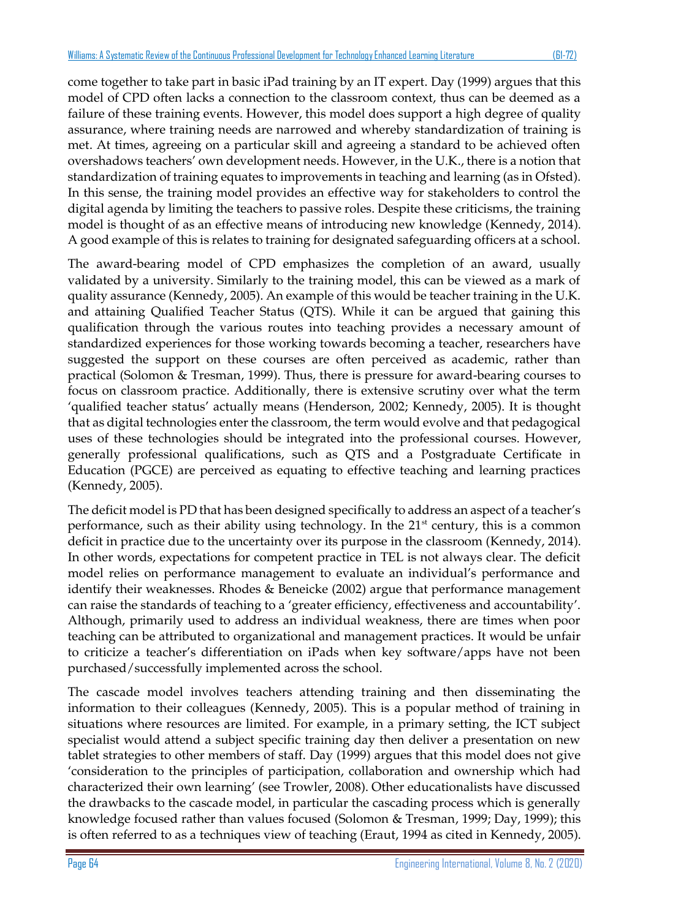come together to take part in basic iPad training by an IT expert. Day (1999) argues that this model of CPD often lacks a connection to the classroom context, thus can be deemed as a failure of these training events. However, this model does support a high degree of quality assurance, where training needs are narrowed and whereby standardization of training is met. At times, agreeing on a particular skill and agreeing a standard to be achieved often overshadows teachers' own development needs. However, in the U.K., there is a notion that standardization of training equates to improvements in teaching and learning (as in Ofsted). In this sense, the training model provides an effective way for stakeholders to control the digital agenda by limiting the teachers to passive roles. Despite these criticisms, the training model is thought of as an effective means of introducing new knowledge (Kennedy, 2014). A good example of this is relates to training for designated safeguarding officers at a school.

The award-bearing model of CPD emphasizes the completion of an award, usually validated by a university. Similarly to the training model, this can be viewed as a mark of quality assurance (Kennedy, 2005). An example of this would be teacher training in the U.K. and attaining Qualified Teacher Status (QTS). While it can be argued that gaining this qualification through the various routes into teaching provides a necessary amount of standardized experiences for those working towards becoming a teacher, researchers have suggested the support on these courses are often perceived as academic, rather than practical (Solomon & Tresman, 1999). Thus, there is pressure for award-bearing courses to focus on classroom practice. Additionally, there is extensive scrutiny over what the term 'qualified teacher status' actually means (Henderson, 2002; Kennedy, 2005). It is thought that as digital technologies enter the classroom, the term would evolve and that pedagogical uses of these technologies should be integrated into the professional courses. However, generally professional qualifications, such as QTS and a Postgraduate Certificate in Education (PGCE) are perceived as equating to effective teaching and learning practices (Kennedy, 2005).

The deficit model is PD that has been designed specifically to address an aspect of a teacher's performance, such as their ability using technology. In the 21st century, this is a common deficit in practice due to the uncertainty over its purpose in the classroom (Kennedy, 2014). In other words, expectations for competent practice in TEL is not always clear. The deficit model relies on performance management to evaluate an individual's performance and identify their weaknesses. Rhodes & Beneicke (2002) argue that performance management can raise the standards of teaching to a 'greater efficiency, effectiveness and accountability'. Although, primarily used to address an individual weakness, there are times when poor teaching can be attributed to organizational and management practices. It would be unfair to criticize a teacher's differentiation on iPads when key software/apps have not been purchased/successfully implemented across the school.

The cascade model involves teachers attending training and then disseminating the information to their colleagues (Kennedy, 2005). This is a popular method of training in situations where resources are limited. For example, in a primary setting, the ICT subject specialist would attend a subject specific training day then deliver a presentation on new tablet strategies to other members of staff. Day (1999) argues that this model does not give 'consideration to the principles of participation, collaboration and ownership which had characterized their own learning' (see Trowler, 2008). Other educationalists have discussed the drawbacks to the cascade model, in particular the cascading process which is generally knowledge focused rather than values focused (Solomon & Tresman, 1999; Day, 1999); this is often referred to as a techniques view of teaching (Eraut, 1994 as cited in Kennedy, 2005).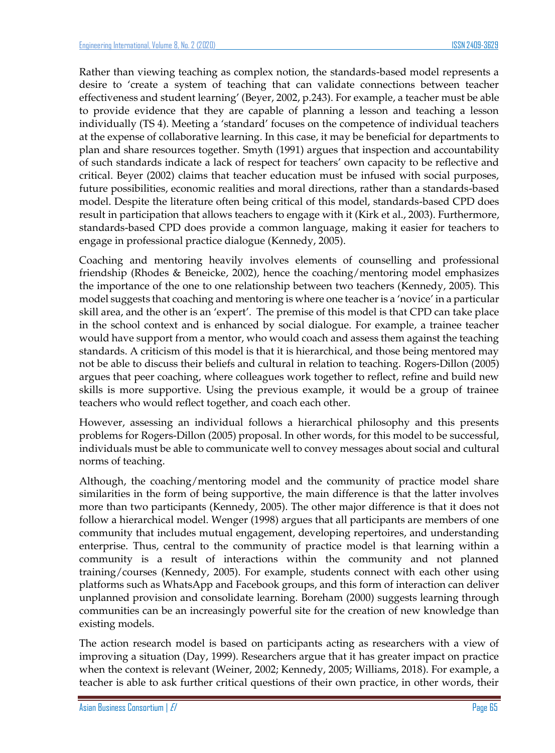Rather than viewing teaching as complex notion, the standards-based model represents a desire to 'create a system of teaching that can validate connections between teacher effectiveness and student learning' (Beyer, 2002, p.243). For example, a teacher must be able to provide evidence that they are capable of planning a lesson and teaching a lesson individually (TS 4). Meeting a 'standard' focuses on the competence of individual teachers at the expense of collaborative learning. In this case, it may be beneficial for departments to plan and share resources together. Smyth (1991) argues that inspection and accountability of such standards indicate a lack of respect for teachers' own capacity to be reflective and critical. Beyer (2002) claims that teacher education must be infused with social purposes, future possibilities, economic realities and moral directions, rather than a standards-based model. Despite the literature often being critical of this model, standards-based CPD does result in participation that allows teachers to engage with it (Kirk et al., 2003). Furthermore, standards-based CPD does provide a common language, making it easier for teachers to engage in professional practice dialogue (Kennedy, 2005).

Coaching and mentoring heavily involves elements of counselling and professional friendship (Rhodes & Beneicke, 2002), hence the coaching/mentoring model emphasizes the importance of the one to one relationship between two teachers (Kennedy, 2005). This model suggests that coaching and mentoring is where one teacher is a 'novice' in a particular skill area, and the other is an 'expert'. The premise of this model is that CPD can take place in the school context and is enhanced by social dialogue. For example, a trainee teacher would have support from a mentor, who would coach and assess them against the teaching standards. A criticism of this model is that it is hierarchical, and those being mentored may not be able to discuss their beliefs and cultural in relation to teaching. Rogers-Dillon (2005) argues that peer coaching, where colleagues work together to reflect, refine and build new skills is more supportive. Using the previous example, it would be a group of trainee teachers who would reflect together, and coach each other.

However, assessing an individual follows a hierarchical philosophy and this presents problems for Rogers-Dillon (2005) proposal. In other words, for this model to be successful, individuals must be able to communicate well to convey messages about social and cultural norms of teaching.

Although, the coaching/mentoring model and the community of practice model share similarities in the form of being supportive, the main difference is that the latter involves more than two participants (Kennedy, 2005). The other major difference is that it does not follow a hierarchical model. Wenger (1998) argues that all participants are members of one community that includes mutual engagement, developing repertoires, and understanding enterprise. Thus, central to the community of practice model is that learning within a community is a result of interactions within the community and not planned training/courses (Kennedy, 2005). For example, students connect with each other using platforms such as WhatsApp and Facebook groups, and this form of interaction can deliver unplanned provision and consolidate learning. Boreham (2000) suggests learning through communities can be an increasingly powerful site for the creation of new knowledge than existing models.

The action research model is based on participants acting as researchers with a view of improving a situation (Day, 1999). Researchers argue that it has greater impact on practice when the context is relevant (Weiner, 2002; Kennedy, 2005; Williams, 2018). For example, a teacher is able to ask further critical questions of their own practice, in other words, their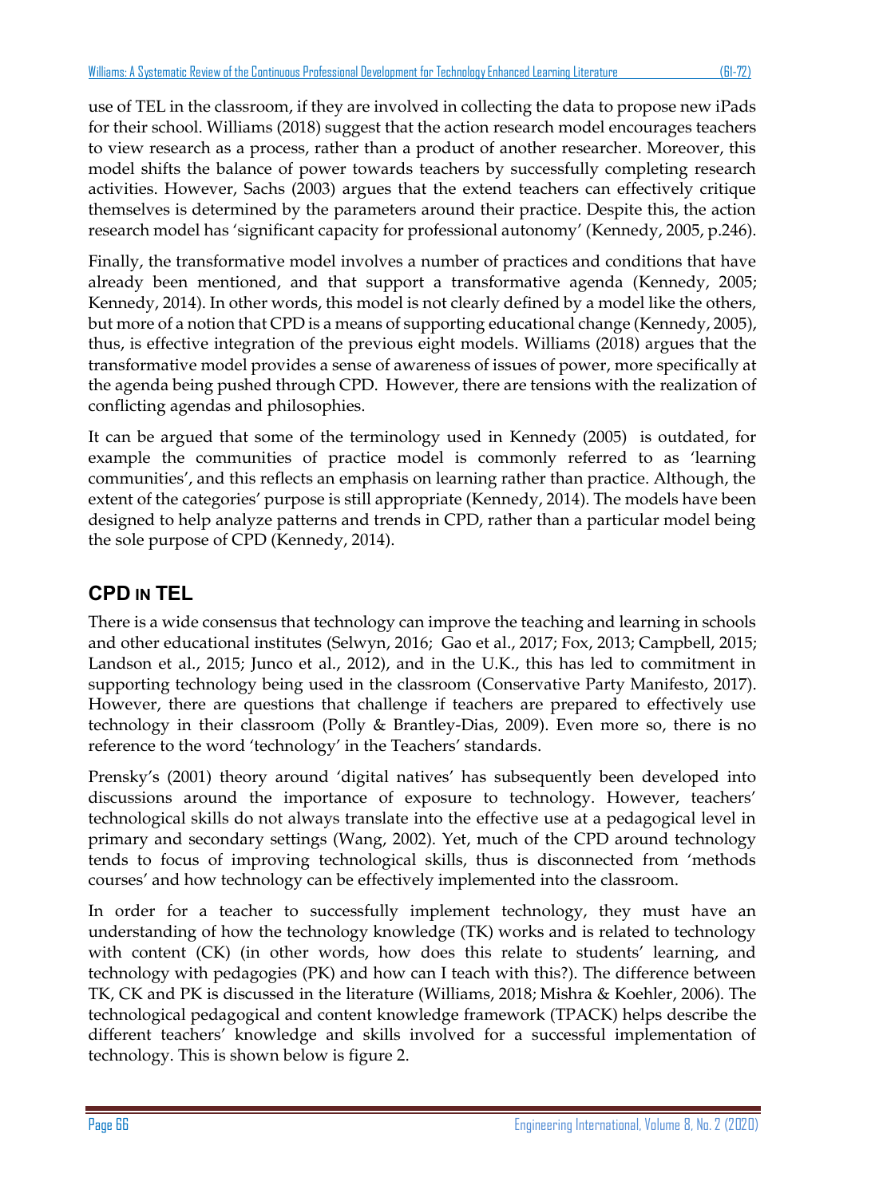use of TEL in the classroom, if they are involved in collecting the data to propose new iPads for their school. Williams (2018) suggest that the action research model encourages teachers to view research as a process, rather than a product of another researcher. Moreover, this model shifts the balance of power towards teachers by successfully completing research activities. However, Sachs (2003) argues that the extend teachers can effectively critique themselves is determined by the parameters around their practice. Despite this, the action research model has 'significant capacity for professional autonomy' (Kennedy, 2005, p.246).

Finally, the transformative model involves a number of practices and conditions that have already been mentioned, and that support a transformative agenda (Kennedy, 2005; Kennedy, 2014). In other words, this model is not clearly defined by a model like the others, but more of a notion that CPD is a means of supporting educational change (Kennedy, 2005), thus, is effective integration of the previous eight models. Williams (2018) argues that the transformative model provides a sense of awareness of issues of power, more specifically at the agenda being pushed through CPD. However, there are tensions with the realization of conflicting agendas and philosophies.

It can be argued that some of the terminology used in Kennedy (2005) is outdated, for example the communities of practice model is commonly referred to as 'learning communities', and this reflects an emphasis on learning rather than practice. Although, the extent of the categories' purpose is still appropriate (Kennedy, 2014). The models have been designed to help analyze patterns and trends in CPD, rather than a particular model being the sole purpose of CPD (Kennedy, 2014).

## CPD IN TEL

There is a wide consensus that technology can improve the teaching and learning in schools and other educational institutes (Selwyn, 2016; Gao et al., 2017; Fox, 2013; Campbell, 2015; Landson et al., 2015; Junco et al., 2012), and in the U.K., this has led to commitment in supporting technology being used in the classroom (Conservative Party Manifesto, 2017). However, there are questions that challenge if teachers are prepared to effectively use technology in their classroom (Polly & Brantley-Dias, 2009). Even more so, there is no reference to the word 'technology' in the Teachers' standards.

Prensky's (2001) theory around 'digital natives' has subsequently been developed into discussions around the importance of exposure to technology. However, teachers' technological skills do not always translate into the effective use at a pedagogical level in primary and secondary settings (Wang, 2002). Yet, much of the CPD around technology tends to focus of improving technological skills, thus is disconnected from 'methods courses' and how technology can be effectively implemented into the classroom.

In order for a teacher to successfully implement technology, they must have an understanding of how the technology knowledge (TK) works and is related to technology with content (CK) (in other words, how does this relate to students' learning, and technology with pedagogies (PK) and how can I teach with this?). The difference between TK, CK and PK is discussed in the literature (Williams, 2018; Mishra & Koehler, 2006). The technological pedagogical and content knowledge framework (TPACK) helps describe the different teachers' knowledge and skills involved for a successful implementation of technology. This is shown below is figure 2.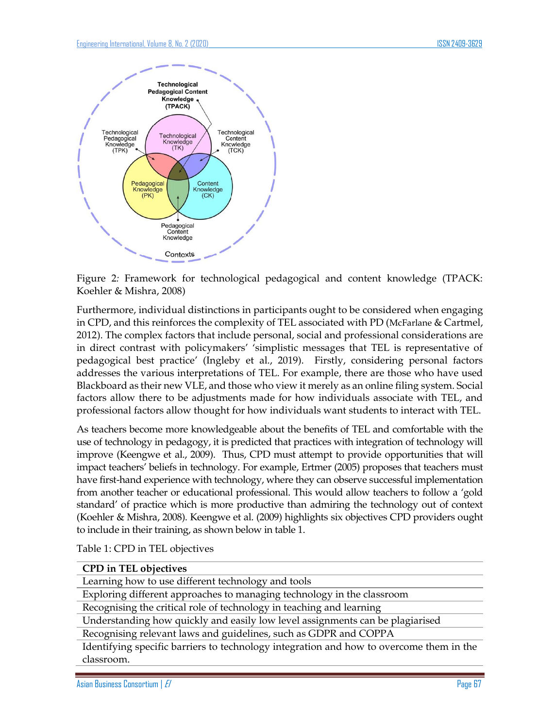Figure 2: Framework for technological pedagogical and content knowledge (TPACK: Koehler & Mishra, 2008)

Furthermore, individual distinctions in participants ought to be considered when engaging in CPD, and this reinforces the complexity of TEL associated with PD (McFarlane & Cartmel, 2012). The complex factors that include personal, social and professional considerations are in direct contrast with policymakers' 'simplistic messages that TEL is representative of pedagogical best practice' (Ingleby et al., 2019). Firstly, considering personal factors addresses the various interpretations of TEL. For example, there are those who have used Blackboard as their new VLE, and those who view it merely as an online filing system. Social factors allow there to be adjustments made for how individuals associate with TEL, and professional factors allow thought for how individuals want students to interact with TEL.

As teachers become more knowledgeable about the benefits of TEL and comfortable with the use of technology in pedagogy, it is predicted that practices with integration of technology will improve (Keengwe et al., 2009). Thus, CPD must attempt to provide opportunities that will impact teachers' beliefs in technology. For example, Ertmer (2005) proposes that teachers must have first-hand experience with technology, where they can observe successful implementation from another teacher or educational professional. This would allow teachers to follow a 'gold standard' of practice which is more productive than admiring the technology out of context (Koehler & Mishra, 2008). Keengwe et al. (2009) highlights six objectives CPD providers ought to include in their training, as shown below in table 1.

Table 1: CPD in TEL objectives

| CPD in TEL objectives |
| --- |
| Learning how to use different technology and tools |
| Exploring different approaches to managing technology in the classroom |
| Recognising the critical role of technology in teaching and learning |
| Understanding how quickly and easily low level assignments can be plagiarised |
| Recognising relevant laws and guidelines, such as GDPR and COPPA |
| Identifying specific barriers to technology integration and how to overcome them in the classroom. |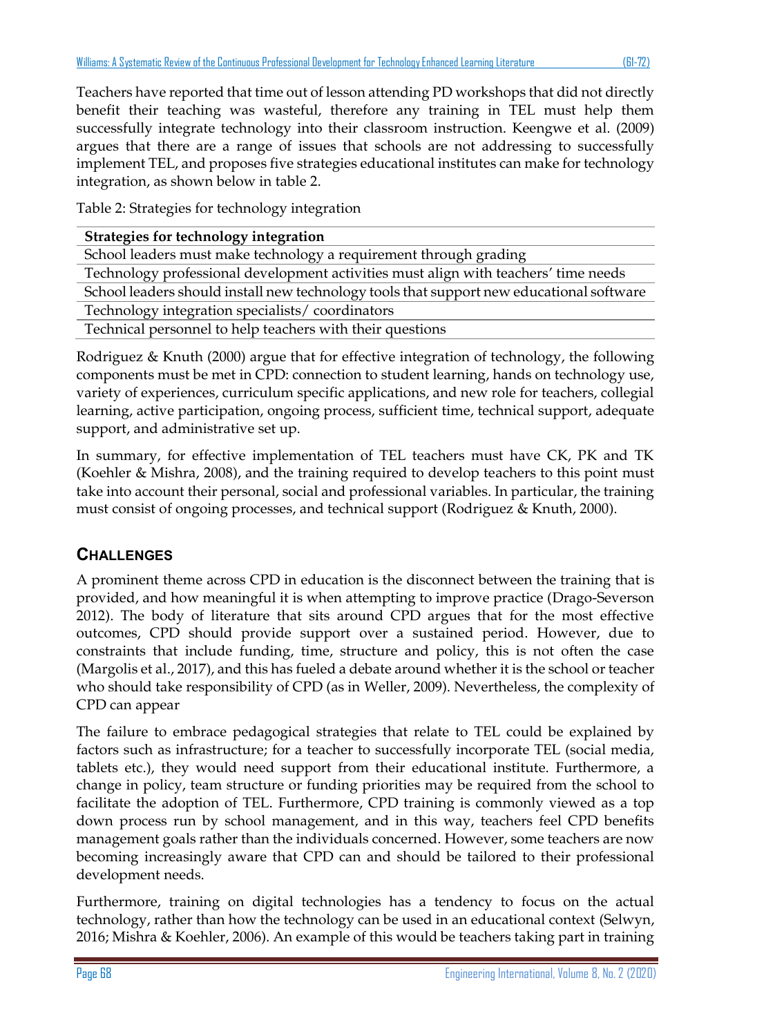Teachers have reported that time out of lesson attending PD workshops that did not directly benefit their teaching was wasteful, therefore any training in TEL must help them successfully integrate technology into their classroom instruction. Keengwe et al. (2009) argues that there are a range of issues that schools are not addressing to successfully implement TEL, and proposes five strategies educational institutes can make for technology integration, as shown below in table 2.

Table 2: Strategies for technology integration

| **Strategies for technology integration** |
| --- |
| School leaders must make technology a requirement through grading |
| Technology professional development activities must align with teachers' time needs |
| School leaders should install new technology tools that support new educational software |
| Technology integration specialists/ coordinators |
| Technical personnel to help teachers with their questions |

Rodriguez & Knuth (2000) argue that for effective integration of technology, the following components must be met in CPD: connection to student learning, hands on technology use, variety of experiences, curriculum specific applications, and new role for teachers, collegial learning, active participation, ongoing process, sufficient time, technical support, adequate support, and administrative set up.

In summary, for effective implementation of TEL teachers must have CK, PK and TK (Koehler & Mishra, 2008), and the training required to develop teachers to this point must take into account their personal, social and professional variables. In particular, the training must consist of ongoing processes, and technical support (Rodriguez & Knuth, 2000).

## CHALLENGES

A prominent theme across CPD in education is the disconnect between the training that is provided, and how meaningful it is when attempting to improve practice (Drago-Severson 2012). The body of literature that sits around CPD argues that for the most effective outcomes, CPD should provide support over a sustained period. However, due to constraints that include funding, time, structure and policy, this is not often the case (Margolis et al., 2017), and this has fueled a debate around whether it is the school or teacher who should take responsibility of CPD (as in Weller, 2009). Nevertheless, the complexity of CPD can appear

The failure to embrace pedagogical strategies that relate to TEL could be explained by factors such as infrastructure; for a teacher to successfully incorporate TEL (social media, tablets etc.), they would need support from their educational institute. Furthermore, a change in policy, team structure or funding priorities may be required from the school to facilitate the adoption of TEL. Furthermore, CPD training is commonly viewed as a top down process run by school management, and in this way, teachers feel CPD benefits management goals rather than the individuals concerned. However, some teachers are now becoming increasingly aware that CPD can and should be tailored to their professional development needs.

Furthermore, training on digital technologies has a tendency to focus on the actual technology, rather than how the technology can be used in an educational context (Selwyn, 2016; Mishra & Koehler, 2006). An example of this would be teachers taking part in training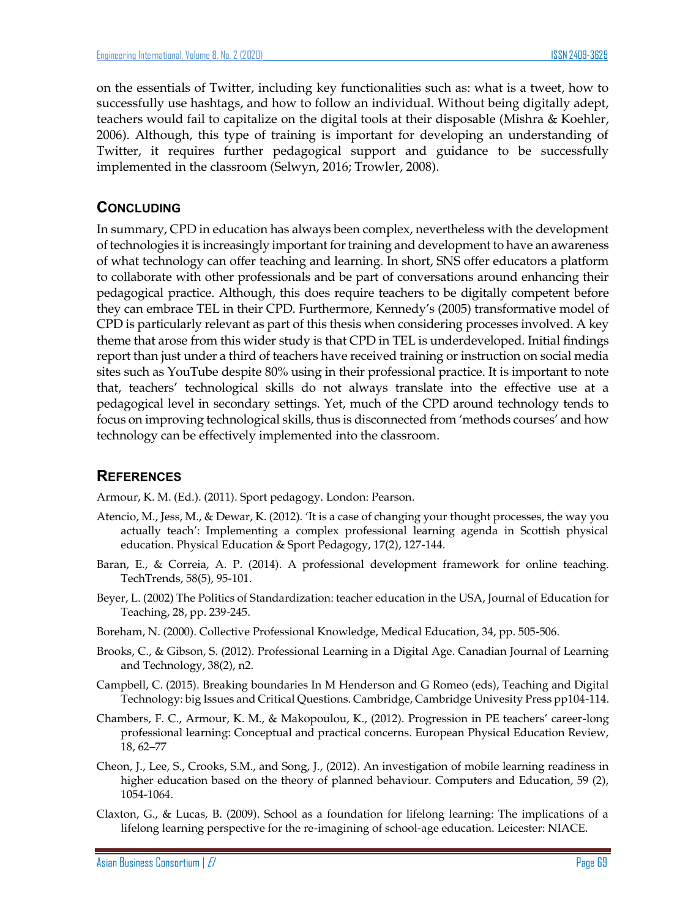on the essentials of Twitter, including key functionalities such as: what is a tweet, how to successfully use hashtags, and how to follow an individual. Without being digitally adept, teachers would fail to capitalize on the digital tools at their disposable (Mishra & Koehler, 2006). Although, this type of training is important for developing an understanding of Twitter, it requires further pedagogical support and guidance to be successfully implemented in the classroom (Selwyn, 2016; Trowler, 2008).

## CONCLUDING

In summary, CPD in education has always been complex, nevertheless with the development of technologies it is increasingly important for training and development to have an awareness of what technology can offer teaching and learning. In short, SNS offer educators a platform to collaborate with other professionals and be part of conversations around enhancing their pedagogical practice. Although, this does require teachers to be digitally competent before they can embrace TEL in their CPD. Furthermore, Kennedy's (2005) transformative model of CPD is particularly relevant as part of this thesis when considering processes involved. A key theme that arose from this wider study is that CPD in TEL is underdeveloped. Initial findings report than just under a third of teachers have received training or instruction on social media sites such as YouTube despite 80% using in their professional practice. It is important to note that, teachers' technological skills do not always translate into the effective use at a pedagogical level in secondary settings. Yet, much of the CPD around technology tends to focus on improving technological skills, thus is disconnected from 'methods courses' and how technology can be effectively implemented into the classroom.

## REFERENCES

Armour, K. M. (Ed.). (2011). Sport pedagogy. London: Pearson.

Atencio, M., Jess, M., & Dewar, K. (2012). 'It is a case of changing your thought processes, the way you actually teach': Implementing a complex professional learning agenda in Scottish physical education. Physical Education & Sport Pedagogy, 17(2), 127-144.

Baran, E., & Correia, A. P. (2014). A professional development framework for online teaching. TechTrends, 58(5), 95-101.

Beyer, L. (2002) The Politics of Standardization: teacher education in the USA, Journal of Education for Teaching, 28, pp. 239-245.

Boreham, N. (2000). Collective Professional Knowledge, Medical Education, 34, pp. 505-506.

Brooks, C., & Gibson, S. (2012). Professional Learning in a Digital Age. Canadian Journal of Learning and Technology, 38(2), n2.

Campbell, C. (2015). Breaking boundaries In M Henderson and G Romeo (eds), Teaching and Digital Technology: big Issues and Critical Questions. Cambridge, Cambridge Univesity Press pp104-114.

Chambers, F. C., Armour, K. M., & Makopoulou, K., (2012). Progression in PE teachers' career-long professional learning: Conceptual and practical concerns. European Physical Education Review, 18, 62–77

Cheon, J., Lee, S., Crooks, S.M., and Song, J., (2012). An investigation of mobile learning readiness in higher education based on the theory of planned behaviour. Computers and Education, 59 (2), 1054-1064.

Claxton, G., & Lucas, B. (2009). School as a foundation for lifelong learning: The implications of a lifelong learning perspective for the re-imagining of school-age education. Leicester: NIACE.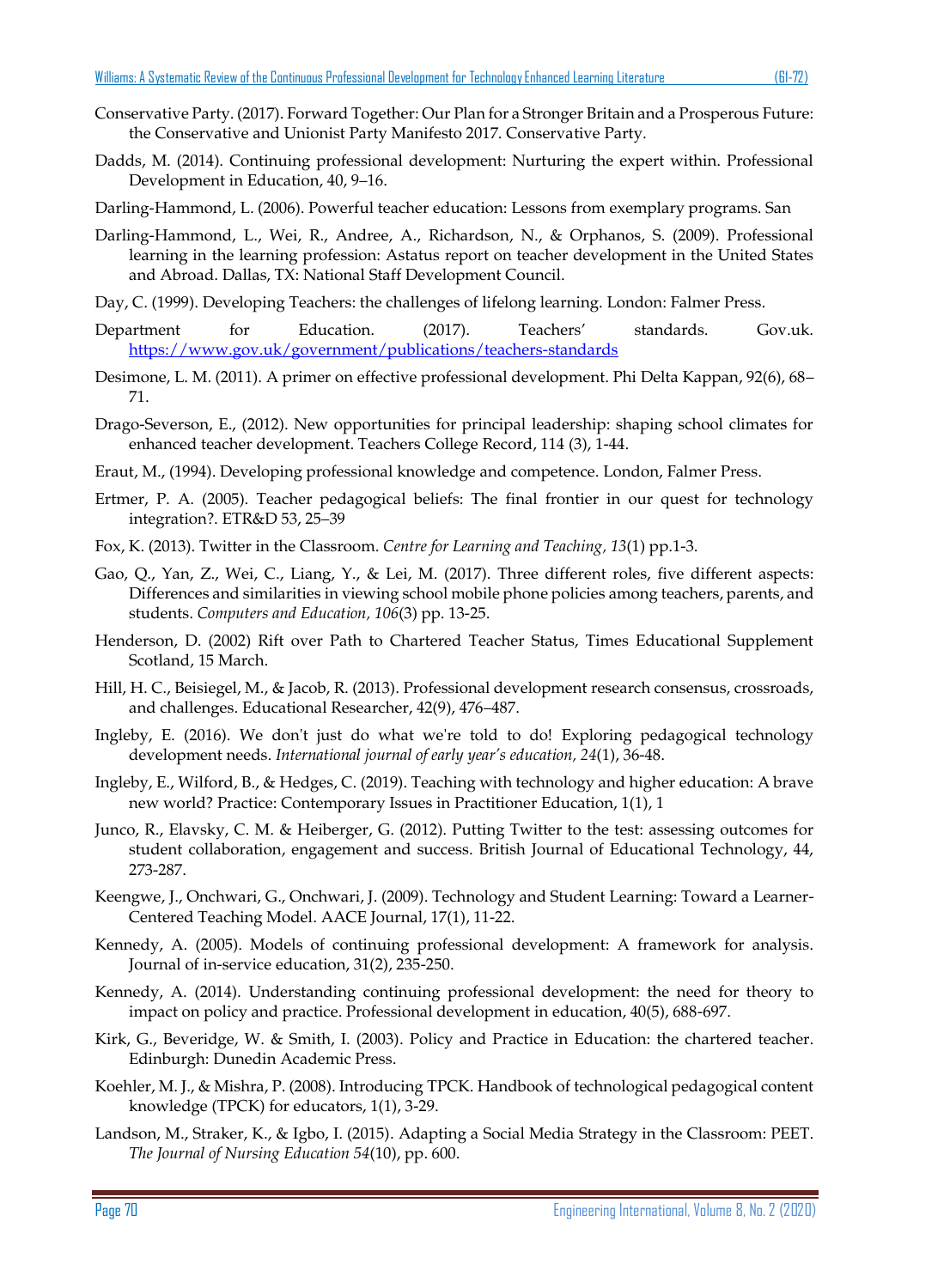Conservative Party. (2017). Forward Together: Our Plan for a Stronger Britain and a Prosperous Future: the Conservative and Unionist Party Manifesto 2017. Conservative Party.

Dadds, M. (2014). Continuing professional development: Nurturing the expert within. Professional Development in Education, 40, 9–16.

Darling-Hammond, L. (2006). Powerful teacher education: Lessons from exemplary programs. San

Darling-Hammond, L., Wei, R., Andree, A., Richardson, N., & Orphanos, S. (2009). Professional learning in the learning profession: Astatus report on teacher development in the United States and Abroad. Dallas, TX: National Staff Development Council.

Day, C. (1999). Developing Teachers: the challenges of lifelong learning. London: Falmer Press.

Department for Education. (2017). Teachers' standards. Gov.uk. https://www.gov.uk/government/publications/teachers-standards

Desimone, L. M. (2011). A primer on effective professional development. Phi Delta Kappan, 92(6), 68–71.

Drago-Severson, E., (2012). New opportunities for principal leadership: shaping school climates for enhanced teacher development. Teachers College Record, 114 (3), 1-44.

Eraut, M., (1994). Developing professional knowledge and competence. London, Falmer Press.

Ertmer, P. A. (2005). Teacher pedagogical beliefs: The final frontier in our quest for technology integration?. ETR&D 53, 25–39

Fox, K. (2013). Twitter in the Classroom. *Centre for Learning and Teaching, 13*(1) pp.1-3.

Gao, Q., Yan, Z., Wei, C., Liang, Y., & Lei, M. (2017). Three different roles, five different aspects: Differences and similarities in viewing school mobile phone policies among teachers, parents, and students. *Computers and Education, 106*(3) pp. 13-25.

Henderson, D. (2002) Rift over Path to Chartered Teacher Status, Times Educational Supplement Scotland, 15 March.

Hill, H. C., Beisiegel, M., & Jacob, R. (2013). Professional development research consensus, crossroads, and challenges. Educational Researcher, 42(9), 476–487.

Ingleby, E. (2016). We don't just do what we're told to do! Exploring pedagogical technology development needs. *International journal of early year's education, 24*(1), 36-48.

Ingleby, E., Wilford, B., & Hedges, C. (2019). Teaching with technology and higher education: A brave new world? Practice: Contemporary Issues in Practitioner Education, 1(1), 1

Junco, R., Elavsky, C. M. & Heiberger, G. (2012). Putting Twitter to the test: assessing outcomes for student collaboration, engagement and success. British Journal of Educational Technology, 44, 273-287.

Keengwe, J., Onchwari, G., Onchwari, J. (2009). Technology and Student Learning: Toward a Learner-Centered Teaching Model. AACE Journal, 17(1), 11-22.

Kennedy, A. (2005). Models of continuing professional development: A framework for analysis. Journal of in-service education, 31(2), 235-250.

Kennedy, A. (2014). Understanding continuing professional development: the need for theory to impact on policy and practice. Professional development in education, 40(5), 688-697.

Kirk, G., Beveridge, W. & Smith, I. (2003). Policy and Practice in Education: the chartered teacher. Edinburgh: Dunedin Academic Press.

Koehler, M. J., & Mishra, P. (2008). Introducing TPCK. Handbook of technological pedagogical content knowledge (TPCK) for educators, 1(1), 3-29.

Landson, M., Straker, K., & Igbo, I. (2015). Adapting a Social Media Strategy in the Classroom: PEET. *The Journal of Nursing Education 54*(10), pp. 600.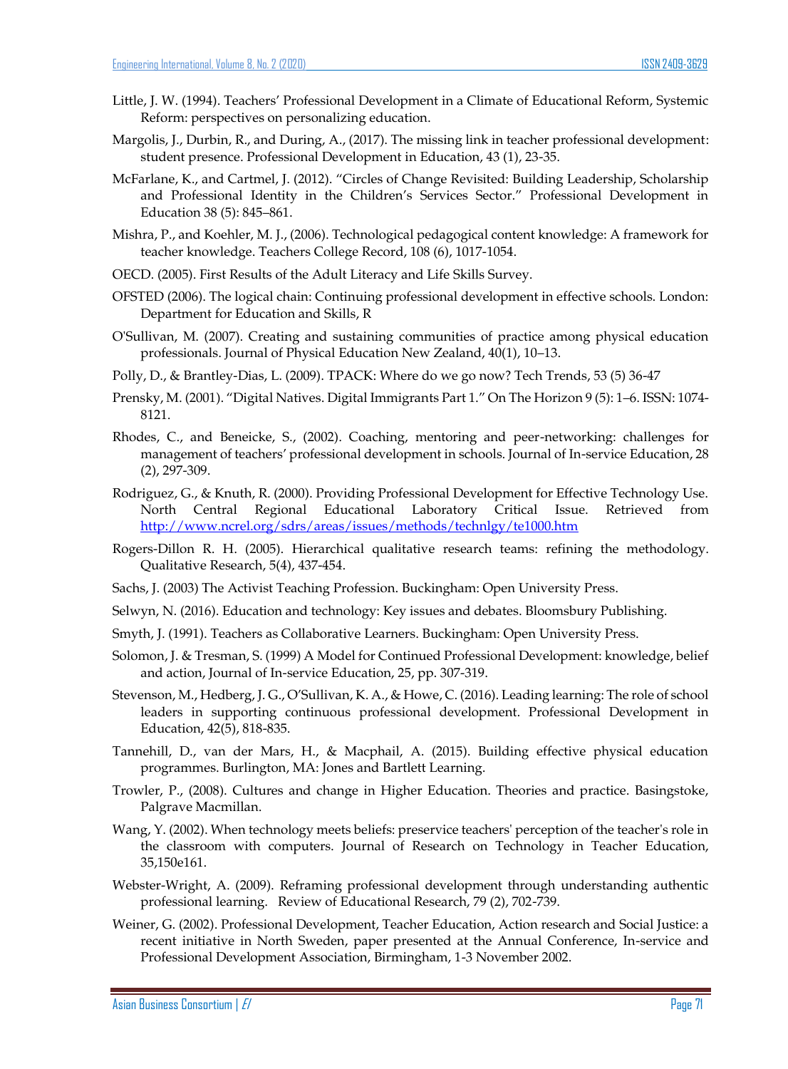Little, J. W. (1994). Teachers' Professional Development in a Climate of Educational Reform, Systemic Reform: perspectives on personalizing education.

Margolis, J., Durbin, R., and During, A., (2017). The missing link in teacher professional development: student presence. Professional Development in Education, 43 (1), 23-35.

McFarlane, K., and Cartmel, J. (2012). "Circles of Change Revisited: Building Leadership, Scholarship and Professional Identity in the Children's Services Sector." Professional Development in Education 38 (5): 845–861.

Mishra, P., and Koehler, M. J., (2006). Technological pedagogical content knowledge: A framework for teacher knowledge. Teachers College Record, 108 (6), 1017-1054.

OECD. (2005). First Results of the Adult Literacy and Life Skills Survey.

OFSTED (2006). The logical chain: Continuing professional development in effective schools. London: Department for Education and Skills, R

O'Sullivan, M. (2007). Creating and sustaining communities of practice among physical education professionals. Journal of Physical Education New Zealand, 40(1), 10–13.

Polly, D., & Brantley-Dias, L. (2009). TPACK: Where do we go now? Tech Trends, 53 (5) 36-47

Prensky, M. (2001). "Digital Natives. Digital Immigrants Part 1." On The Horizon 9 (5): 1–6. ISSN: 1074-8121.

Rhodes, C., and Beneicke, S., (2002). Coaching, mentoring and peer-networking: challenges for management of teachers' professional development in schools. Journal of In-service Education, 28 (2), 297-309.

Rodriguez, G., & Knuth, R. (2000). Providing Professional Development for Effective Technology Use. North Central Regional Educational Laboratory Critical Issue. Retrieved from http://www.ncrel.org/sdrs/areas/issues/methods/technlgy/te1000.htm

Rogers-Dillon R. H. (2005). Hierarchical qualitative research teams: refining the methodology. Qualitative Research, 5(4), 437-454.

Sachs, J. (2003) The Activist Teaching Profession. Buckingham: Open University Press.

Selwyn, N. (2016). Education and technology: Key issues and debates. Bloomsbury Publishing.

Smyth, J. (1991). Teachers as Collaborative Learners. Buckingham: Open University Press.

Solomon, J. & Tresman, S. (1999) A Model for Continued Professional Development: knowledge, belief and action, Journal of In-service Education, 25, pp. 307-319.

Stevenson, M., Hedberg, J. G., O'Sullivan, K. A., & Howe, C. (2016). Leading learning: The role of school leaders in supporting continuous professional development. Professional Development in Education, 42(5), 818-835.

Tannehill, D., van der Mars, H., & Macphail, A. (2015). Building effective physical education programmes. Burlington, MA: Jones and Bartlett Learning.

Trowler, P., (2008). Cultures and change in Higher Education. Theories and practice. Basingstoke, Palgrave Macmillan.

Wang, Y. (2002). When technology meets beliefs: preservice teachers' perception of the teacher's role in the classroom with computers. Journal of Research on Technology in Teacher Education, 35,150e161.

Webster-Wright, A. (2009). Reframing professional development through understanding authentic professional learning. Review of Educational Research, 79 (2), 702-739.

Weiner, G. (2002). Professional Development, Teacher Education, Action research and Social Justice: a recent initiative in North Sweden, paper presented at the Annual Conference, In-service and Professional Development Association, Birmingham, 1-3 November 2002.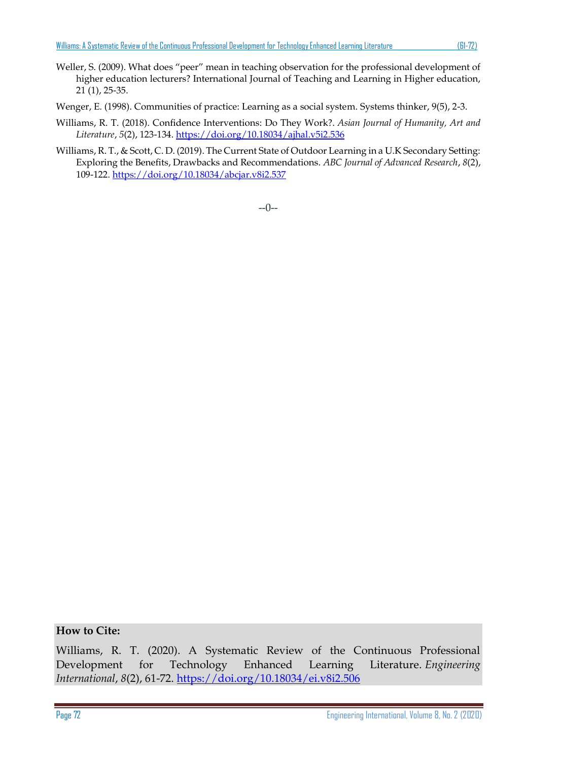Weller, S. (2009). What does "peer" mean in teaching observation for the professional development of higher education lecturers? International Journal of Teaching and Learning in Higher education, 21 (1), 25-35.

Wenger, E. (1998). Communities of practice: Learning as a social system. Systems thinker, 9(5), 2-3.

Williams, R. T. (2018). Confidence Interventions: Do They Work?. *Asian Journal of Humanity, Art and Literature*, *5*(2), 123-134. https://doi.org/10.18034/ajhal.v5i2.536

Williams, R. T., & Scott, C. D. (2019). The Current State of Outdoor Learning in a U.K Secondary Setting: Exploring the Benefits, Drawbacks and Recommendations. *ABC Journal of Advanced Research*, *8*(2), 109-122. https://doi.org/10.18034/abcjar.v8i2.537

--0--

**How to Cite:**

Williams, R. T. (2020). A Systematic Review of the Continuous Professional Development for Technology Enhanced Learning Literature. *Engineering International*, *8*(2), 61-72. https://doi.org/10.18034/ei.v8i2.506